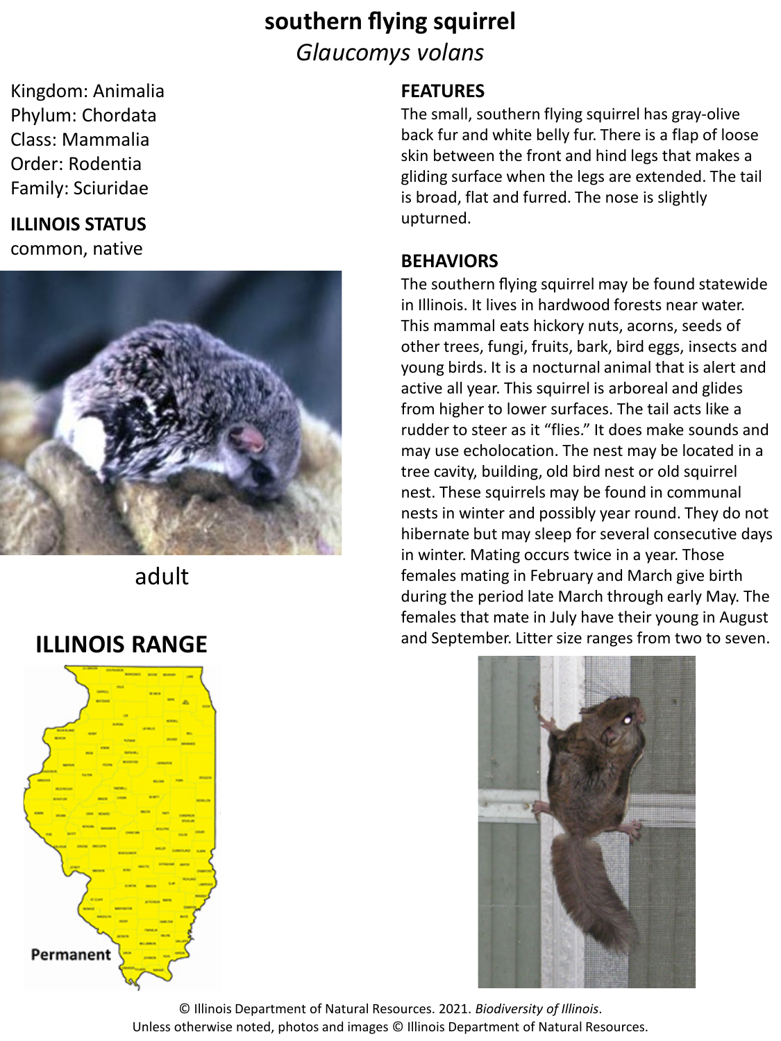# southern flying squirrel

*Glaucomys volans*

Kingdom: Animalia
Phylum: Chordata
Class: Mammalia
Order: Rodentia
Family: Sciuridae

**ILLINOIS STATUS**

common, native

adult

## ILLINOIS RANGE

Permanent

## FEATURES

The small, southern flying squirrel has gray-olive back fur and white belly fur. There is a flap of loose skin between the front and hind legs that makes a gliding surface when the legs are extended. The tail is broad, flat and furred. The nose is slightly upturned.

## BEHAVIORS

The southern flying squirrel may be found statewide in Illinois. It lives in hardwood forests near water. This mammal eats hickory nuts, acorns, seeds of other trees, fungi, fruits, bark, bird eggs, insects and young birds. It is a nocturnal animal that is alert and active all year. This squirrel is arboreal and glides from higher to lower surfaces. The tail acts like a rudder to steer as it "flies." It does make sounds and may use echolocation. The nest may be located in a tree cavity, building, old bird nest or old squirrel nest. These squirrels may be found in communal nests in winter and possibly year round. They do not hibernate but may sleep for several consecutive days in winter. Mating occurs twice in a year. Those females mating in February and March give birth during the period late March through early May. The females that mate in July have their young in August and September. Litter size ranges from two to seven.

© Illinois Department of Natural Resources. 2021. *Biodiversity of Illinois*.
Unless otherwise noted, photos and images © Illinois Department of Natural Resources.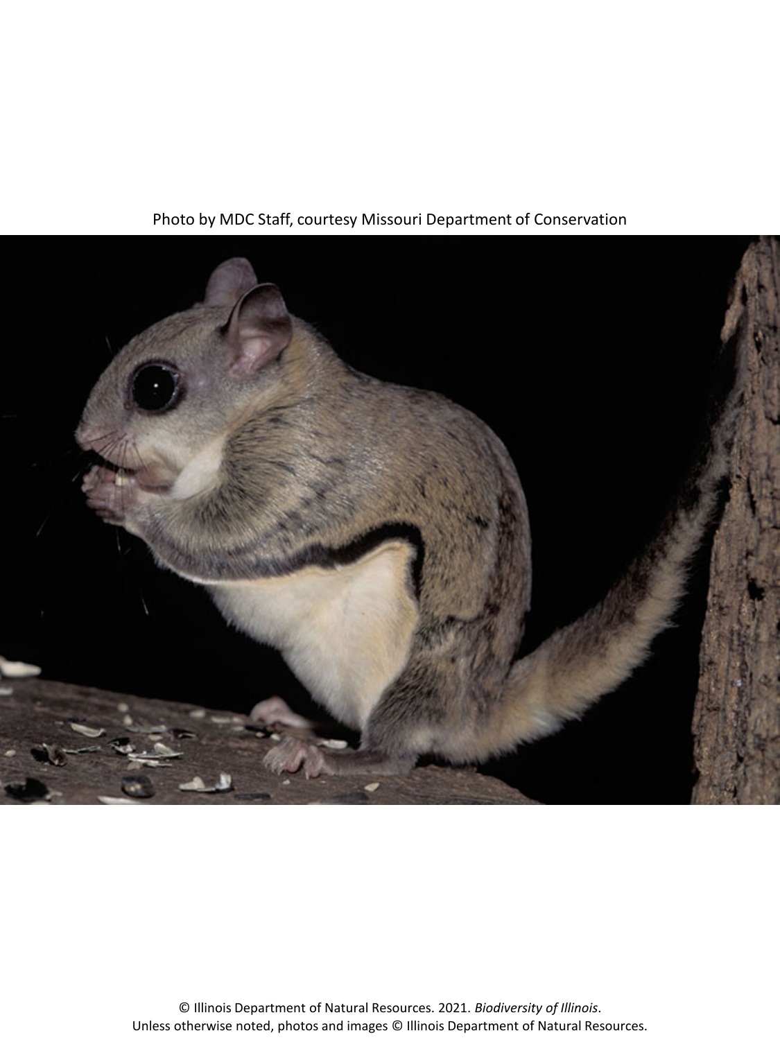Photo by MDC Staff, courtesy Missouri Department of Conservation

© Illinois Department of Natural Resources. 2021. *Biodiversity of Illinois*.
Unless otherwise noted, photos and images © Illinois Department of Natural Resources.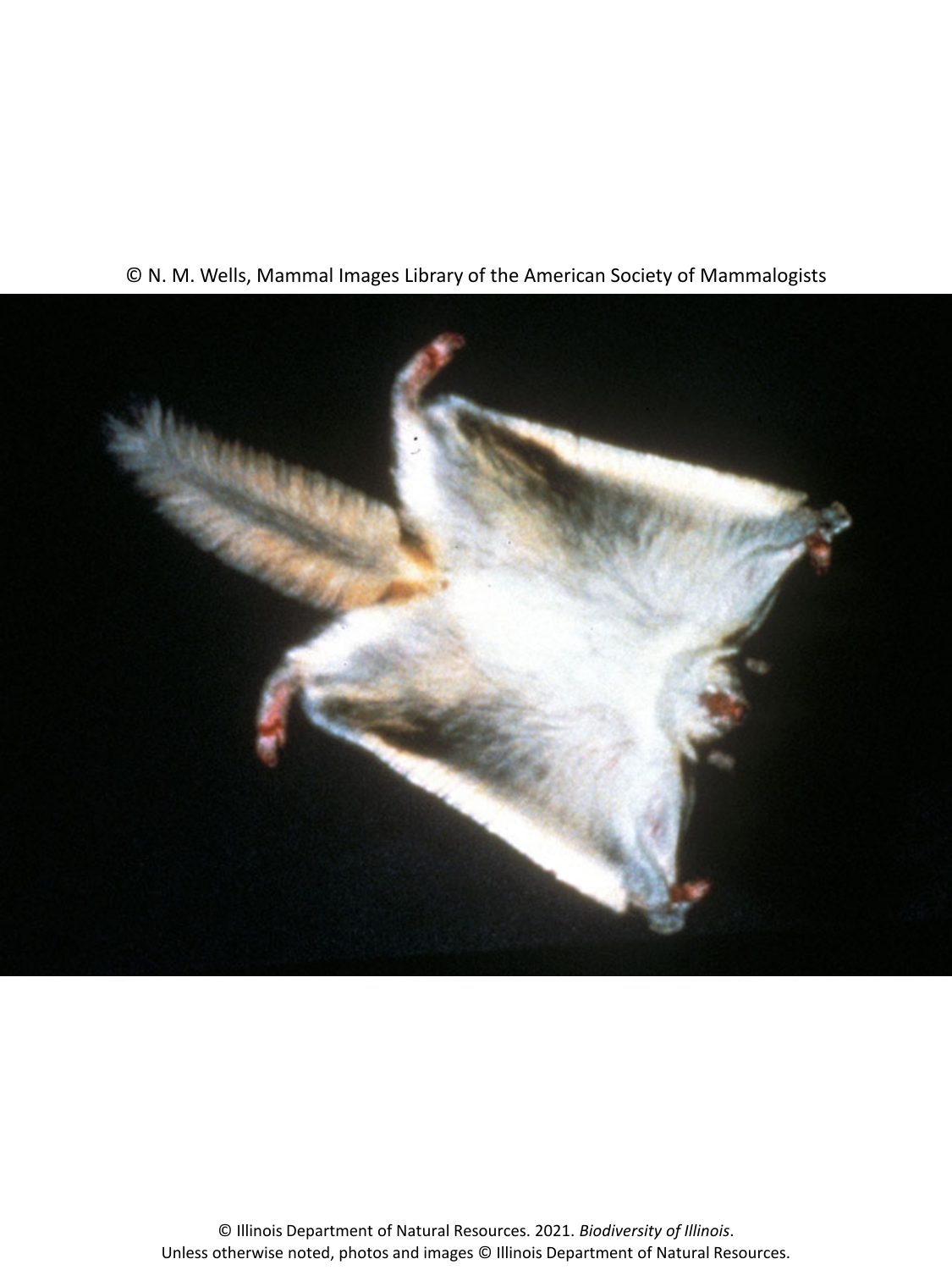© N. M. Wells, Mammal Images Library of the American Society of Mammalogists

© Illinois Department of Natural Resources. 2021. *Biodiversity of Illinois*.
Unless otherwise noted, photos and images © Illinois Department of Natural Resources.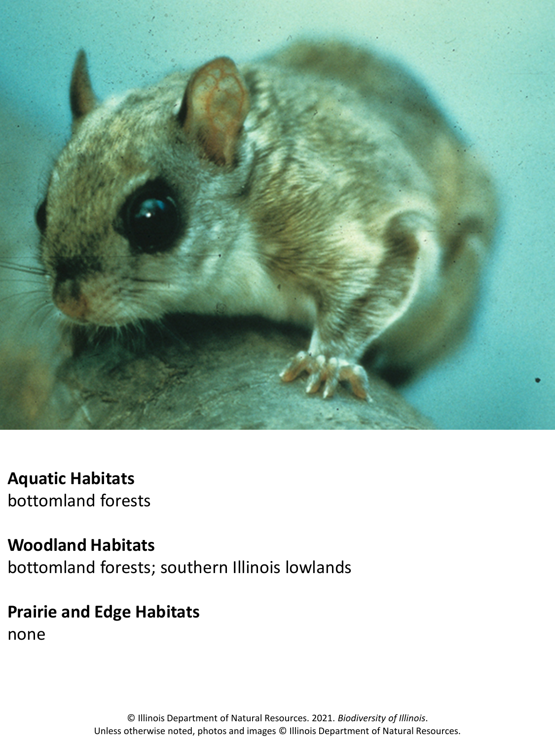**Aquatic Habitats**
bottomland forests

**Woodland Habitats**
bottomland forests; southern Illinois lowlands

**Prairie and Edge Habitats**
none

© Illinois Department of Natural Resources. 2021. *Biodiversity of Illinois*.
Unless otherwise noted, photos and images © Illinois Department of Natural Resources.